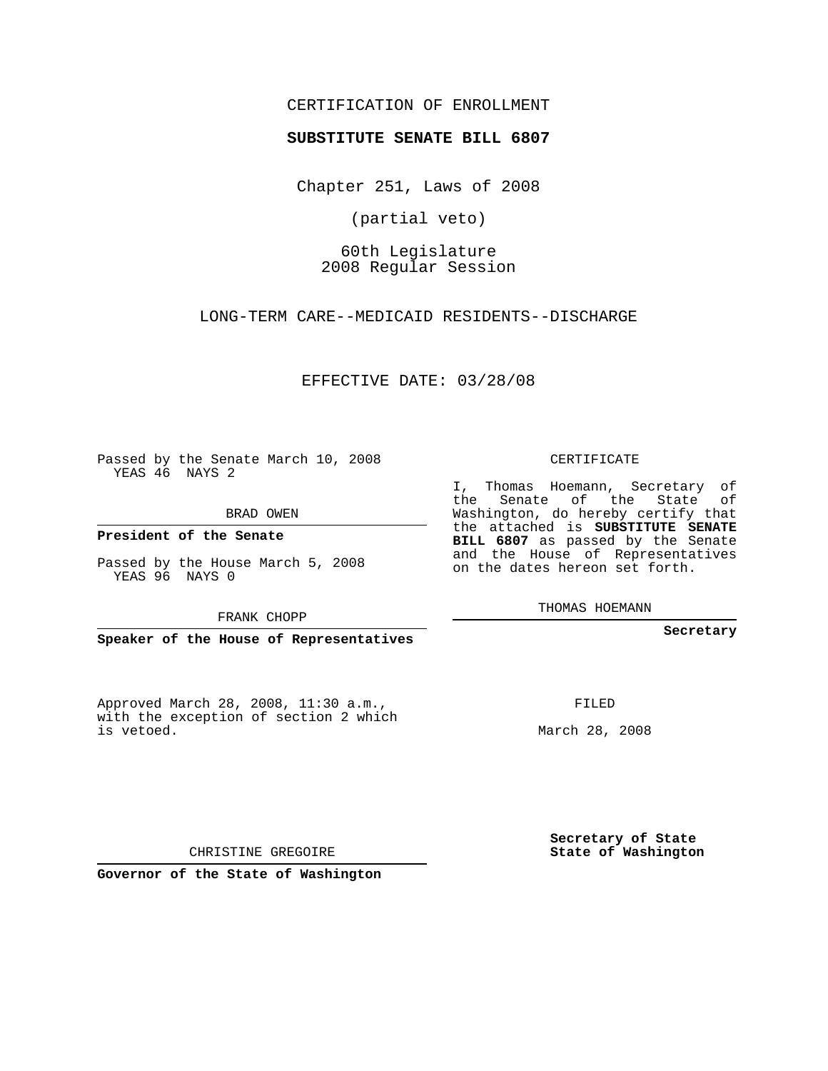CERTIFICATION OF ENROLLMENT

**SUBSTITUTE SENATE BILL 6807**

Chapter 251, Laws of 2008

(partial veto)

60th Legislature
2008 Regular Session

LONG-TERM CARE--MEDICAID RESIDENTS--DISCHARGE

EFFECTIVE DATE: 03/28/08

Passed by the Senate March 10, 2008
YEAS 46 NAYS 2

BRAD OWEN

**President of the Senate**

Passed by the House March 5, 2008
YEAS 96 NAYS 0

FRANK CHOPP

**Speaker of the House of Representatives**

CERTIFICATE

I, Thomas Hoemann, Secretary of the Senate of the State of Washington, do hereby certify that the attached is **SUBSTITUTE SENATE BILL 6807** as passed by the Senate and the House of Representatives on the dates hereon set forth.

THOMAS HOEMANN

**Secretary**

Approved March 28, 2008, 11:30 a.m., with the exception of section 2 which is vetoed.

FILED

March 28, 2008

CHRISTINE GREGOIRE

**Governor of the State of Washington**

**Secretary of State**
**State of Washington**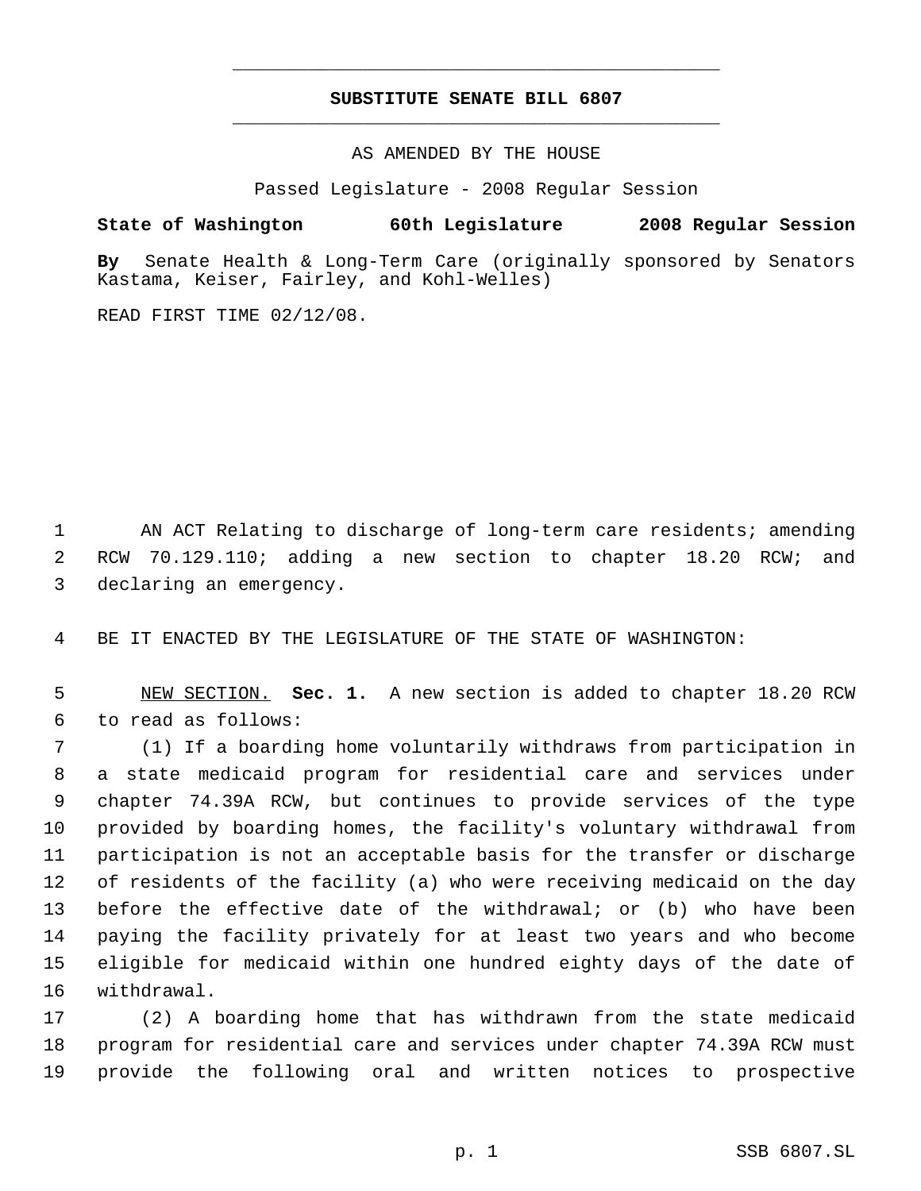# SUBSTITUTE SENATE BILL 6807

AS AMENDED BY THE HOUSE

Passed Legislature - 2008 Regular Session

**State of Washington 60th Legislature 2008 Regular Session**

**By** Senate Health & Long-Term Care (originally sponsored by Senators Kastama, Keiser, Fairley, and Kohl-Welles)

READ FIRST TIME 02/12/08.

AN ACT Relating to discharge of long-term care residents; amending RCW 70.129.110; adding a new section to chapter 18.20 RCW; and declaring an emergency.

BE IT ENACTED BY THE LEGISLATURE OF THE STATE OF WASHINGTON:

NEW SECTION. **Sec. 1.** A new section is added to chapter 18.20 RCW to read as follows:

(1) If a boarding home voluntarily withdraws from participation in a state medicaid program for residential care and services under chapter 74.39A RCW, but continues to provide services of the type provided by boarding homes, the facility's voluntary withdrawal from participation is not an acceptable basis for the transfer or discharge of residents of the facility (a) who were receiving medicaid on the day before the effective date of the withdrawal; or (b) who have been paying the facility privately for at least two years and who become eligible for medicaid within one hundred eighty days of the date of withdrawal.

(2) A boarding home that has withdrawn from the state medicaid program for residential care and services under chapter 74.39A RCW must provide the following oral and written notices to prospective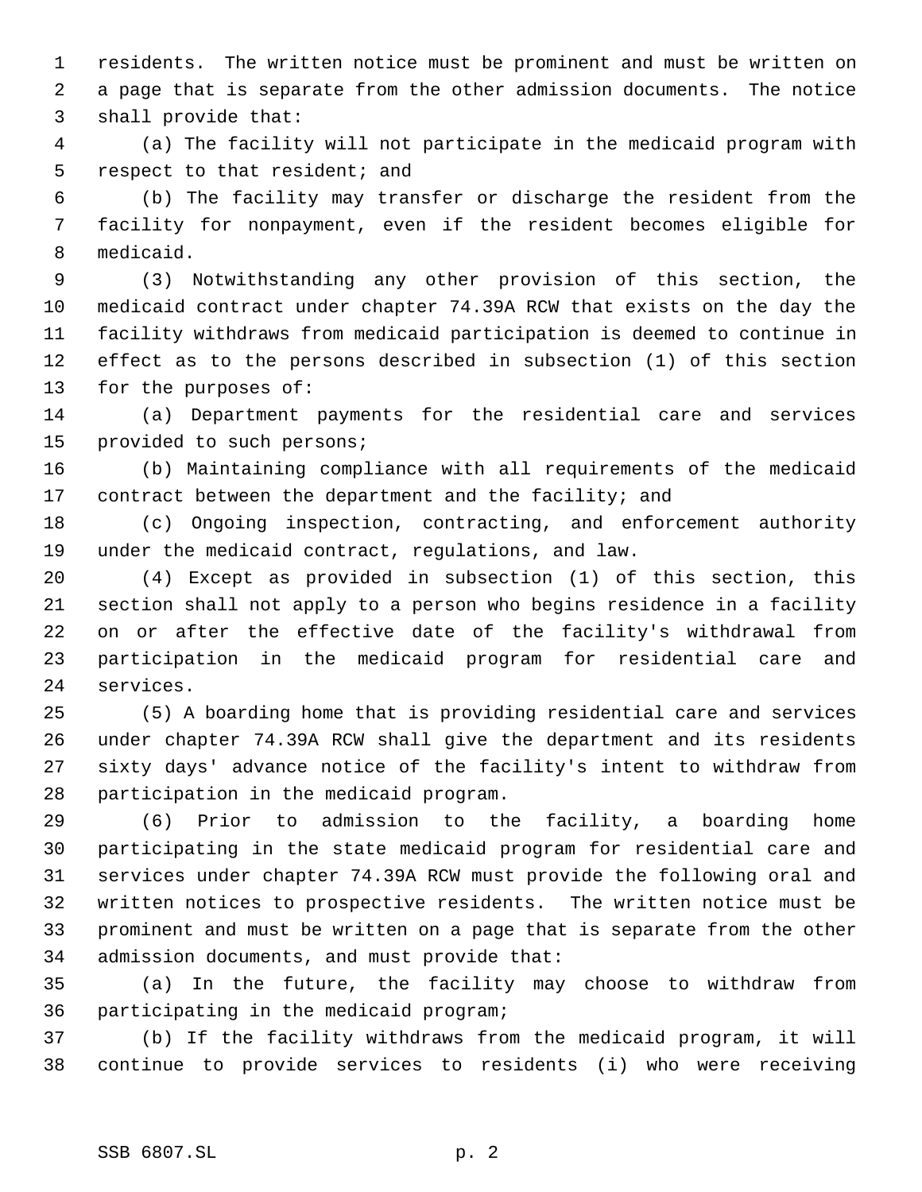residents. The written notice must be prominent and must be written on a page that is separate from the other admission documents. The notice shall provide that:

(a) The facility will not participate in the medicaid program with respect to that resident; and

(b) The facility may transfer or discharge the resident from the facility for nonpayment, even if the resident becomes eligible for medicaid.

(3) Notwithstanding any other provision of this section, the medicaid contract under chapter 74.39A RCW that exists on the day the facility withdraws from medicaid participation is deemed to continue in effect as to the persons described in subsection (1) of this section for the purposes of:

(a) Department payments for the residential care and services provided to such persons;

(b) Maintaining compliance with all requirements of the medicaid contract between the department and the facility; and

(c) Ongoing inspection, contracting, and enforcement authority under the medicaid contract, regulations, and law.

(4) Except as provided in subsection (1) of this section, this section shall not apply to a person who begins residence in a facility on or after the effective date of the facility's withdrawal from participation in the medicaid program for residential care and services.

(5) A boarding home that is providing residential care and services under chapter 74.39A RCW shall give the department and its residents sixty days' advance notice of the facility's intent to withdraw from participation in the medicaid program.

(6) Prior to admission to the facility, a boarding home participating in the state medicaid program for residential care and services under chapter 74.39A RCW must provide the following oral and written notices to prospective residents. The written notice must be prominent and must be written on a page that is separate from the other admission documents, and must provide that:

(a) In the future, the facility may choose to withdraw from participating in the medicaid program;

(b) If the facility withdraws from the medicaid program, it will continue to provide services to residents (i) who were receiving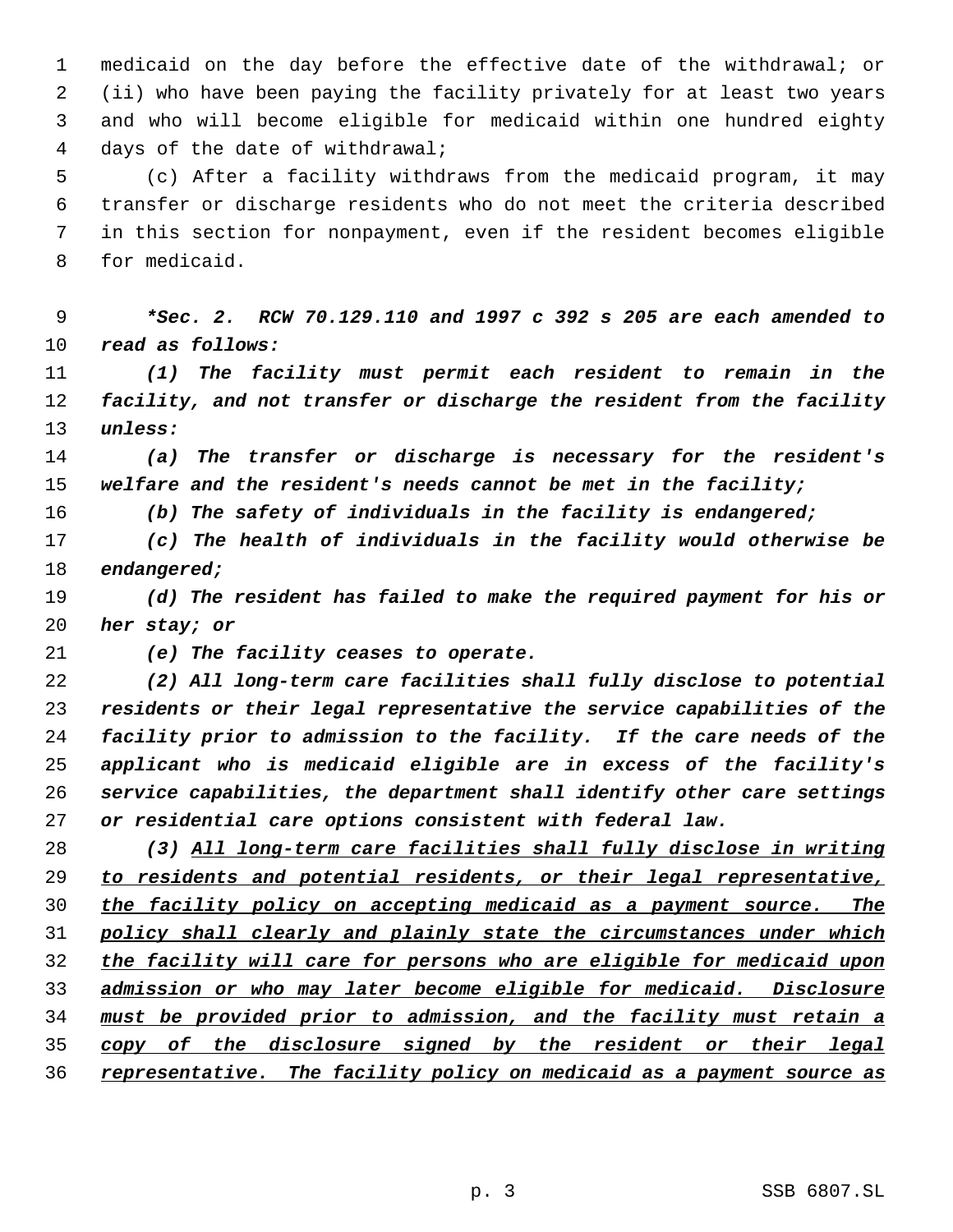medicaid on the day before the effective date of the withdrawal; or (ii) who have been paying the facility privately for at least two years and who will become eligible for medicaid within one hundred eighty days of the date of withdrawal;

(c) After a facility withdraws from the medicaid program, it may transfer or discharge residents who do not meet the criteria described in this section for nonpayment, even if the resident becomes eligible for medicaid.

***Sec. 2. RCW 70.129.110 and 1997 c 392 s 205 are each amended to read as follows:***

***(1) The facility must permit each resident to remain in the facility, and not transfer or discharge the resident from the facility unless:***

***(a) The transfer or discharge is necessary for the resident's welfare and the resident's needs cannot be met in the facility;***

***(b) The safety of individuals in the facility is endangered;***

***(c) The health of individuals in the facility would otherwise be endangered;***

***(d) The resident has failed to make the required payment for his or her stay; or***

***(e) The facility ceases to operate.***

***(2) All long-term care facilities shall fully disclose to potential residents or their legal representative the service capabilities of the facility prior to admission to the facility. If the care needs of the applicant who is medicaid eligible are in excess of the facility's service capabilities, the department shall identify other care settings or residential care options consistent with federal law.***

***(3) <u>All long-term care facilities shall fully disclose in writing to residents and potential residents, or their legal representative, the facility policy on accepting medicaid as a payment source. The policy shall clearly and plainly state the circumstances under which the facility will care for persons who are eligible for medicaid upon admission or who may later become eligible for medicaid. Disclosure must be provided prior to admission, and the facility must retain a copy of the disclosure signed by the resident or their legal representative. The facility policy on medicaid as a payment source as</u>***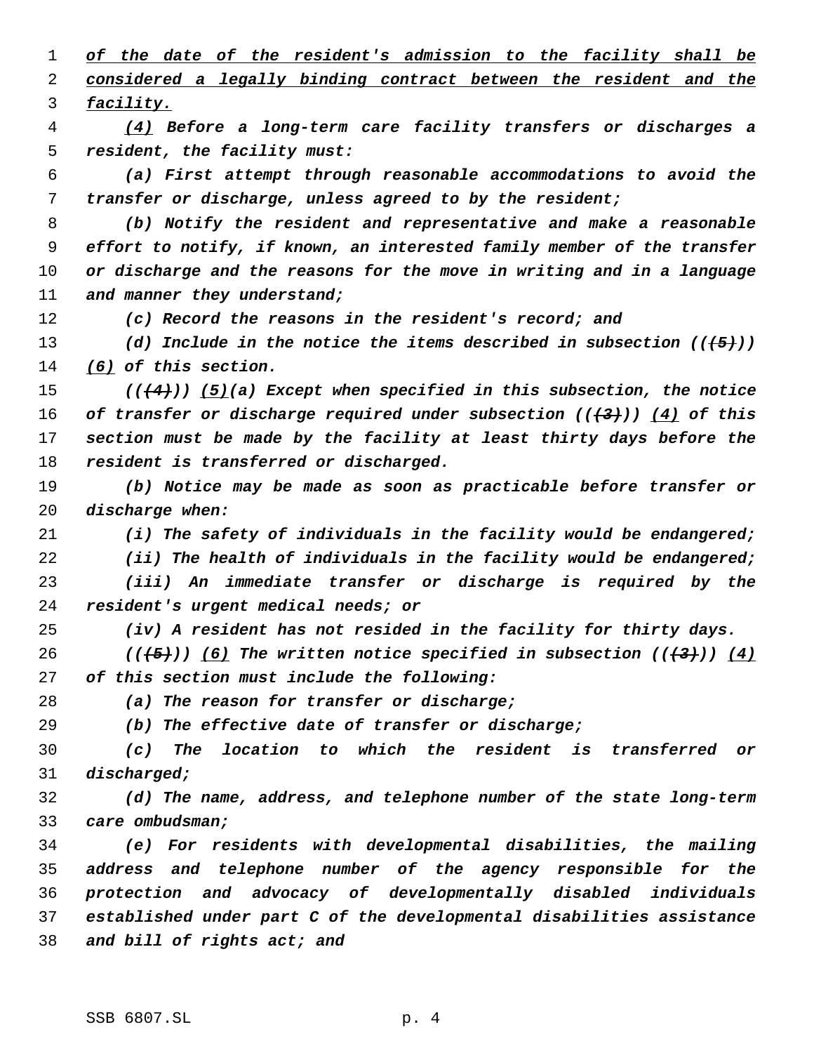*<u>of the date of the resident's admission to the facility shall be considered a legally binding contract between the resident and the facility.</u>*

*<u>(4)</u> Before a long-term care facility transfers or discharges a resident, the facility must:*

*(a) First attempt through reasonable accommodations to avoid the transfer or discharge, unless agreed to by the resident;*

*(b) Notify the resident and representative and make a reasonable effort to notify, if known, an interested family member of the transfer or discharge and the reasons for the move in writing and in a language and manner they understand;*

*(c) Record the reasons in the resident's record; and*

*(d) Include in the notice the items described in subsection ((~~(5)~~)) <u>(6)</u> of this section.*

*((~~(4)~~)) <u>(5)</u>(a) Except when specified in this subsection, the notice of transfer or discharge required under subsection ((~~(3)~~)) <u>(4)</u> of this section must be made by the facility at least thirty days before the resident is transferred or discharged.*

*(b) Notice may be made as soon as practicable before transfer or discharge when:*

*(i) The safety of individuals in the facility would be endangered;*

*(ii) The health of individuals in the facility would be endangered;*

*(iii) An immediate transfer or discharge is required by the resident's urgent medical needs; or*

*(iv) A resident has not resided in the facility for thirty days.*

*((~~(5)~~)) <u>(6)</u> The written notice specified in subsection ((~~(3)~~)) <u>(4)</u> of this section must include the following:*

*(a) The reason for transfer or discharge;*

*(b) The effective date of transfer or discharge;*

*(c) The location to which the resident is transferred or discharged;*

*(d) The name, address, and telephone number of the state long-term care ombudsman;*

*(e) For residents with developmental disabilities, the mailing address and telephone number of the agency responsible for the protection and advocacy of developmentally disabled individuals established under part C of the developmental disabilities assistance and bill of rights act; and*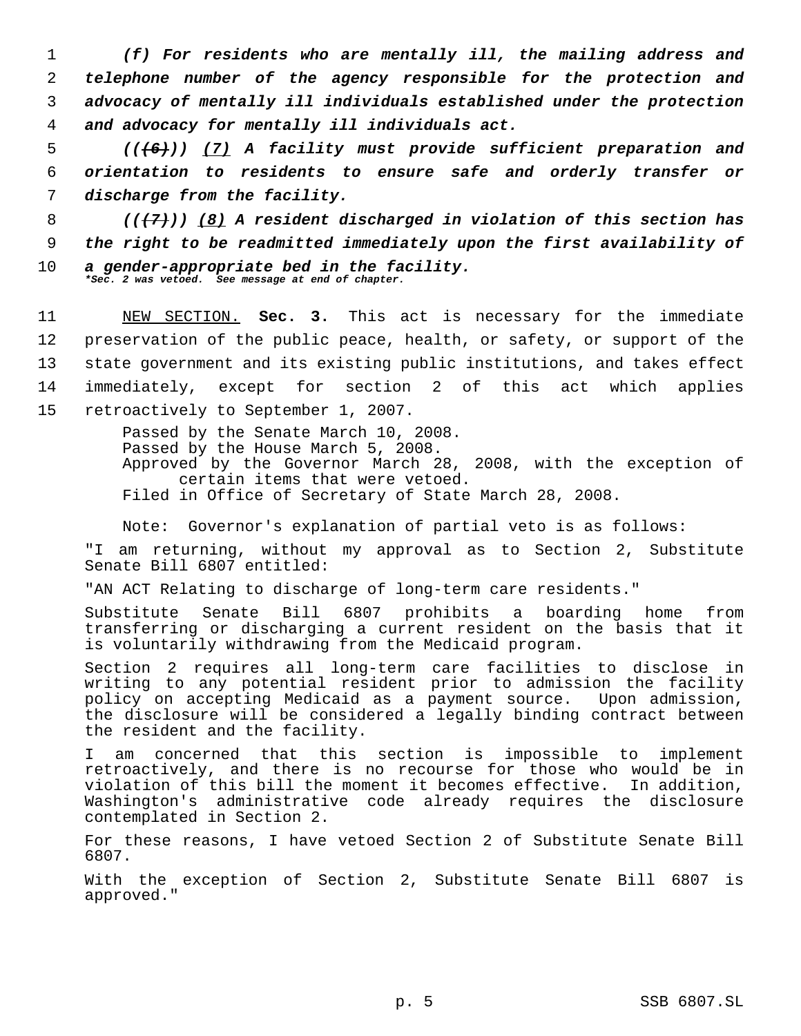*(f) For residents who are mentally ill, the mailing address and telephone number of the agency responsible for the protection and advocacy of mentally ill individuals established under the protection and advocacy for mentally ill individuals act.*

*((~~(6)~~)) <u>(7)</u> A facility must provide sufficient preparation and orientation to residents to ensure safe and orderly transfer or discharge from the facility.*

*((~~(7)~~)) <u>(8)</u> A resident discharged in violation of this section has the right to be readmitted immediately upon the first availability of a gender-appropriate bed in the facility.*

***Sec. 2 was vetoed. See message at end of chapter.***

<u>NEW SECTION.</u> **Sec. 3.** This act is necessary for the immediate preservation of the public peace, health, or safety, or support of the state government and its existing public institutions, and takes effect immediately, except for section 2 of this act which applies retroactively to September 1, 2007.

Passed by the Senate March 10, 2008.
Passed by the House March 5, 2008.
Approved by the Governor March 28, 2008, with the exception of certain items that were vetoed.
Filed in Office of Secretary of State March 28, 2008.

Note: Governor's explanation of partial veto is as follows:

"I am returning, without my approval as to Section 2, Substitute Senate Bill 6807 entitled:

"AN ACT Relating to discharge of long-term care residents."

Substitute Senate Bill 6807 prohibits a boarding home from transferring or discharging a current resident on the basis that it is voluntarily withdrawing from the Medicaid program.

Section 2 requires all long-term care facilities to disclose in writing to any potential resident prior to admission the facility policy on accepting Medicaid as a payment source. Upon admission, the disclosure will be considered a legally binding contract between the resident and the facility.

I am concerned that this section is impossible to implement retroactively, and there is no recourse for those who would be in violation of this bill the moment it becomes effective. In addition, Washington's administrative code already requires the disclosure contemplated in Section 2.

For these reasons, I have vetoed Section 2 of Substitute Senate Bill 6807.

With the exception of Section 2, Substitute Senate Bill 6807 is approved."